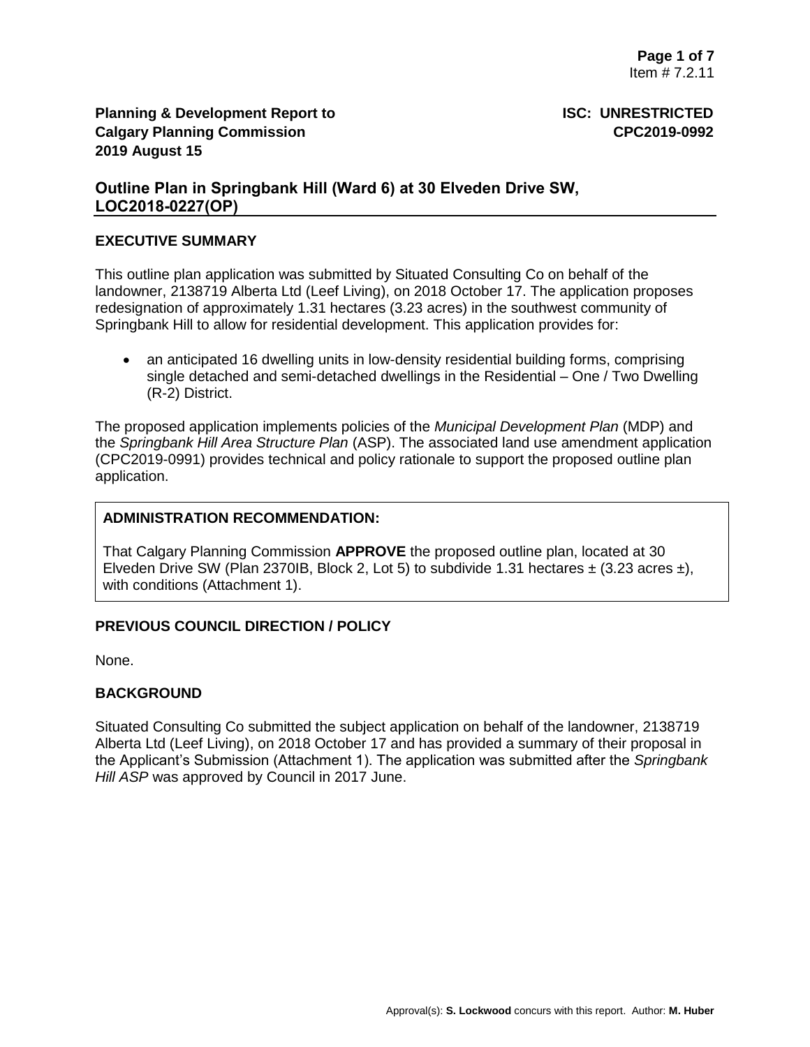**Planning & Development Report to Calgary Planning Commission**
**2019 August 15**

**ISC: UNRESTRICTED**
**CPC2019-0992**

## Outline Plan in Springbank Hill (Ward 6) at 30 Elveden Drive SW, LOC2018-0227(OP)

### EXECUTIVE SUMMARY

This outline plan application was submitted by Situated Consulting Co on behalf of the landowner, 2138719 Alberta Ltd (Leef Living), on 2018 October 17. The application proposes redesignation of approximately 1.31 hectares (3.23 acres) in the southwest community of Springbank Hill to allow for residential development. This application provides for:

- an anticipated 16 dwelling units in low-density residential building forms, comprising single detached and semi-detached dwellings in the Residential – One / Two Dwelling (R-2) District.

The proposed application implements policies of the *Municipal Development Plan* (MDP) and the *Springbank Hill Area Structure Plan* (ASP). The associated land use amendment application (CPC2019-0991) provides technical and policy rationale to support the proposed outline plan application.

### ADMINISTRATION RECOMMENDATION:

That Calgary Planning Commission **APPROVE** the proposed outline plan, located at 30 Elveden Drive SW (Plan 2370IB, Block 2, Lot 5) to subdivide 1.31 hectares ± (3.23 acres ±), with conditions (Attachment 1).

### PREVIOUS COUNCIL DIRECTION / POLICY

None.

### BACKGROUND

Situated Consulting Co submitted the subject application on behalf of the landowner, 2138719 Alberta Ltd (Leef Living), on 2018 October 17 and has provided a summary of their proposal in the Applicant's Submission (Attachment 1). The application was submitted after the *Springbank Hill ASP* was approved by Council in 2017 June.

Approval(s): **S. Lockwood** concurs with this report. Author: **M. Huber**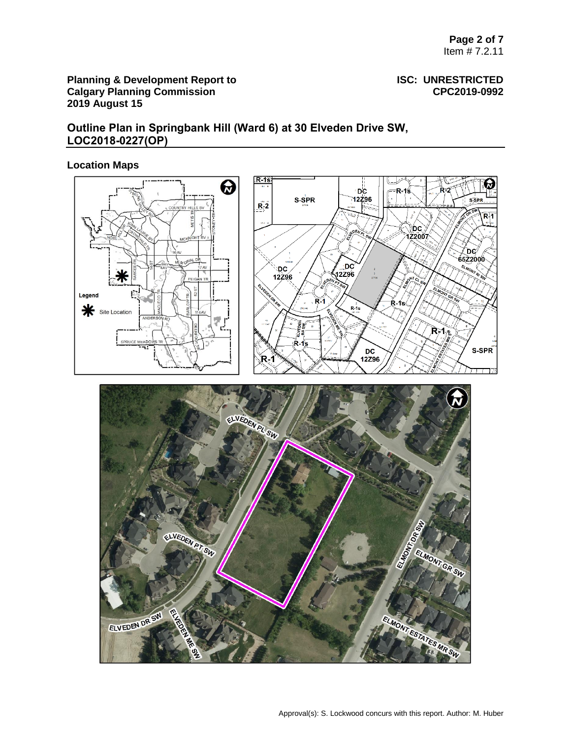**Planning & Development Report to Calgary Planning Commission**
**2019 August 15**

**ISC: UNRESTRICTED**
**CPC2019-0992**

## Outline Plan in Springbank Hill (Ward 6) at 30 Elveden Drive SW, LOC2018-0227(OP)

### Location Maps

Approval(s): S. Lockwood concurs with this report. Author: M. Huber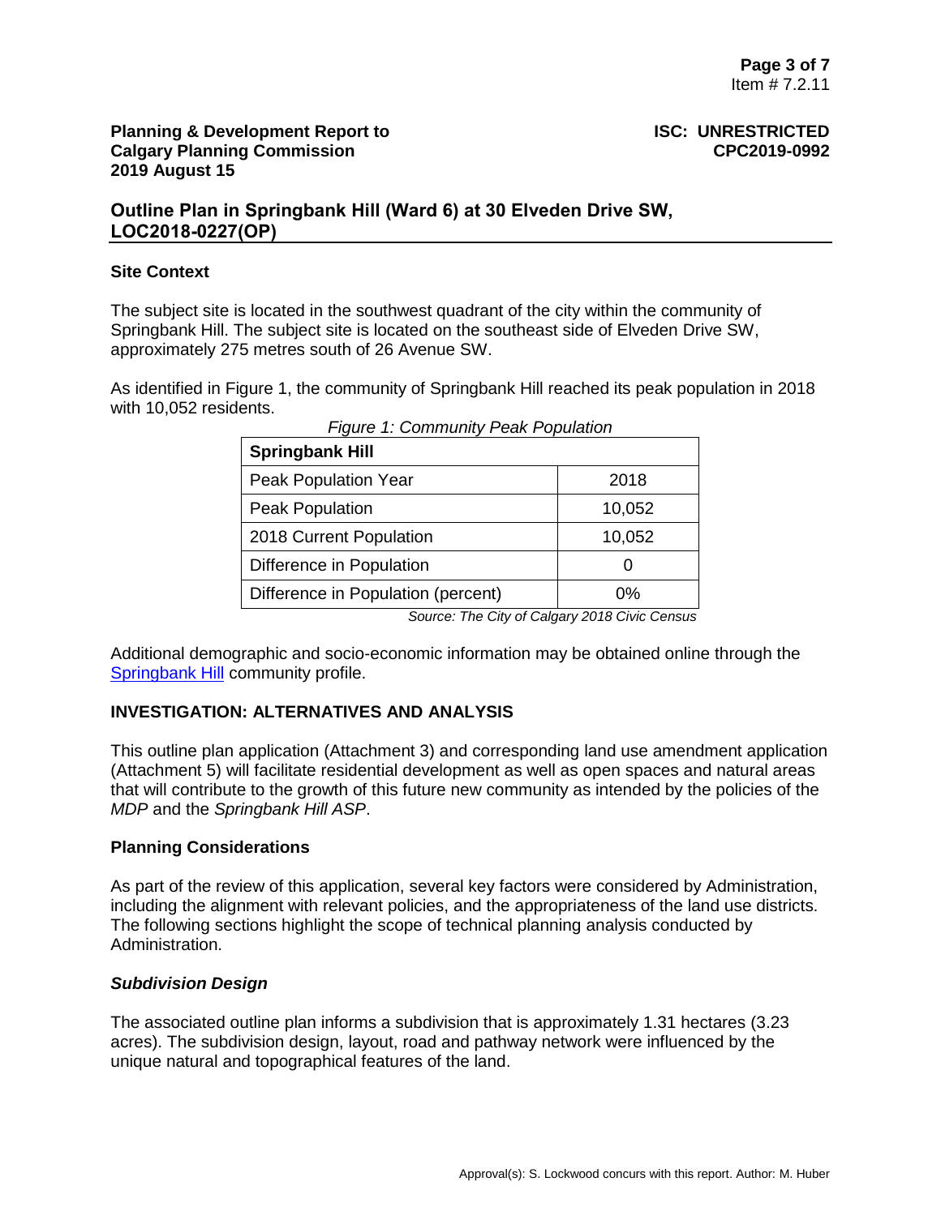**Planning & Development Report to Calgary Planning Commission 2019 August 15**

**ISC: UNRESTRICTED CPC2019-0992**

## Outline Plan in Springbank Hill (Ward 6) at 30 Elveden Drive SW, LOC2018-0227(OP)

### Site Context

The subject site is located in the southwest quadrant of the city within the community of Springbank Hill. The subject site is located on the southeast side of Elveden Drive SW, approximately 275 metres south of 26 Avenue SW.

As identified in Figure 1, the community of Springbank Hill reached its peak population in 2018 with 10,052 residents.

*Figure 1: Community Peak Population*

| **Springbank Hill** | |
|---|---|
| Peak Population Year | 2018 |
| Peak Population | 10,052 |
| 2018 Current Population | 10,052 |
| Difference in Population | 0 |
| Difference in Population (percent) | 0% |

*Source: The City of Calgary 2018 Civic Census*

Additional demographic and socio-economic information may be obtained online through the Springbank Hill community profile.

### INVESTIGATION: ALTERNATIVES AND ANALYSIS

This outline plan application (Attachment 3) and corresponding land use amendment application (Attachment 5) will facilitate residential development as well as open spaces and natural areas that will contribute to the growth of this future new community as intended by the policies of the *MDP* and the *Springbank Hill ASP*.

### Planning Considerations

As part of the review of this application, several key factors were considered by Administration, including the alignment with relevant policies, and the appropriateness of the land use districts. The following sections highlight the scope of technical planning analysis conducted by Administration.

#### *Subdivision Design*

The associated outline plan informs a subdivision that is approximately 1.31 hectares (3.23 acres). The subdivision design, layout, road and pathway network were influenced by the unique natural and topographical features of the land.

Approval(s): S. Lockwood concurs with this report. Author: M. Huber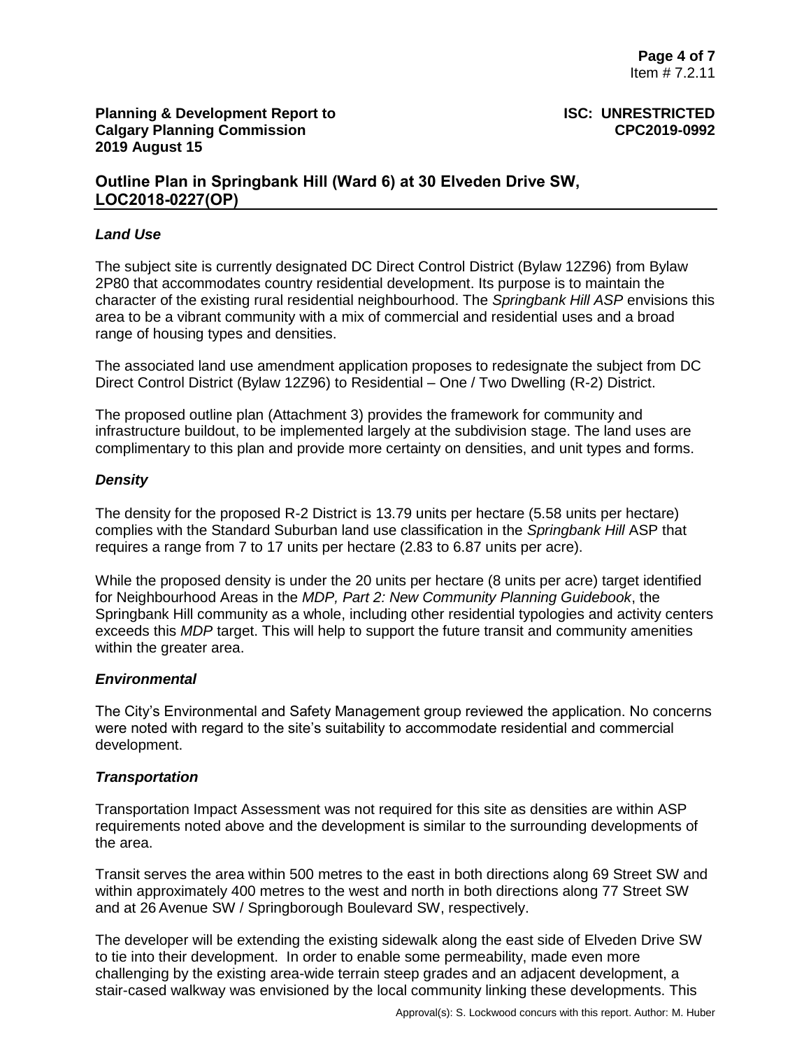**Planning & Development Report to Calgary Planning Commission 2019 August 15**

**ISC: UNRESTRICTED CPC2019-0992**

## Outline Plan in Springbank Hill (Ward 6) at 30 Elveden Drive SW, LOC2018-0227(OP)

### *Land Use*

The subject site is currently designated DC Direct Control District (Bylaw 12Z96) from Bylaw 2P80 that accommodates country residential development. Its purpose is to maintain the character of the existing rural residential neighbourhood. The *Springbank Hill ASP* envisions this area to be a vibrant community with a mix of commercial and residential uses and a broad range of housing types and densities.

The associated land use amendment application proposes to redesignate the subject from DC Direct Control District (Bylaw 12Z96) to Residential – One / Two Dwelling (R-2) District.

The proposed outline plan (Attachment 3) provides the framework for community and infrastructure buildout, to be implemented largely at the subdivision stage. The land uses are complimentary to this plan and provide more certainty on densities, and unit types and forms.

### *Density*

The density for the proposed R-2 District is 13.79 units per hectare (5.58 units per hectare) complies with the Standard Suburban land use classification in the *Springbank Hill* ASP that requires a range from 7 to 17 units per hectare (2.83 to 6.87 units per acre).

While the proposed density is under the 20 units per hectare (8 units per acre) target identified for Neighbourhood Areas in the *MDP, Part 2: New Community Planning Guidebook*, the Springbank Hill community as a whole, including other residential typologies and activity centers exceeds this *MDP* target. This will help to support the future transit and community amenities within the greater area.

### *Environmental*

The City's Environmental and Safety Management group reviewed the application. No concerns were noted with regard to the site's suitability to accommodate residential and commercial development.

### *Transportation*

Transportation Impact Assessment was not required for this site as densities are within ASP requirements noted above and the development is similar to the surrounding developments of the area.

Transit serves the area within 500 metres to the east in both directions along 69 Street SW and within approximately 400 metres to the west and north in both directions along 77 Street SW and at 26 Avenue SW / Springborough Boulevard SW, respectively.

The developer will be extending the existing sidewalk along the east side of Elveden Drive SW to tie into their development. In order to enable some permeability, made even more challenging by the existing area-wide terrain steep grades and an adjacent development, a stair-cased walkway was envisioned by the local community linking these developments. This

Approval(s): S. Lockwood concurs with this report. Author: M. Huber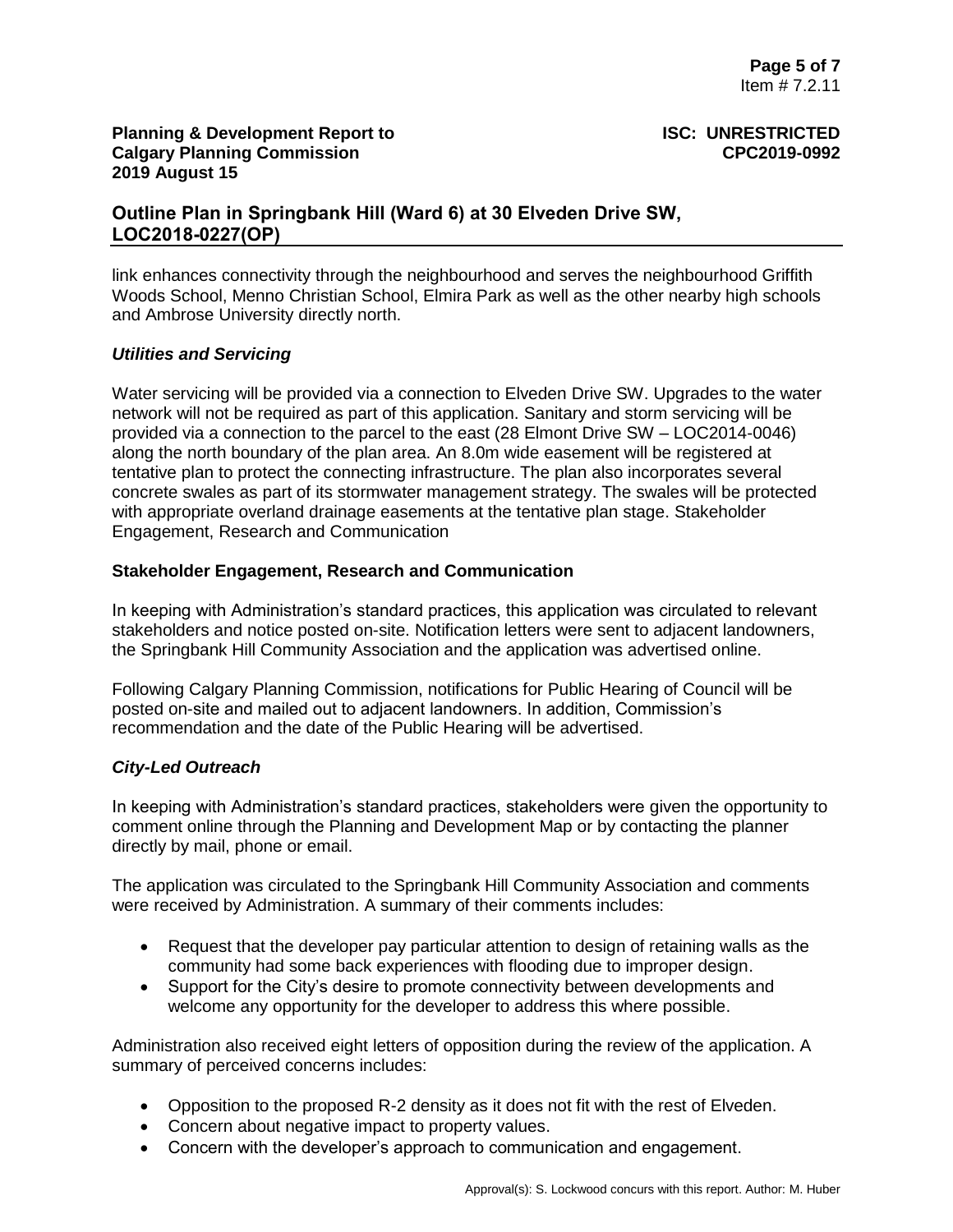link enhances connectivity through the neighbourhood and serves the neighbourhood Griffith Woods School, Menno Christian School, Elmira Park as well as the other nearby high schools and Ambrose University directly north.

### *Utilities and Servicing*

Water servicing will be provided via a connection to Elveden Drive SW. Upgrades to the water network will not be required as part of this application. Sanitary and storm servicing will be provided via a connection to the parcel to the east (28 Elmont Drive SW – LOC2014-0046) along the north boundary of the plan area. An 8.0m wide easement will be registered at tentative plan to protect the connecting infrastructure. The plan also incorporates several concrete swales as part of its stormwater management strategy. The swales will be protected with appropriate overland drainage easements at the tentative plan stage. Stakeholder Engagement, Research and Communication

## **Stakeholder Engagement, Research and Communication**

In keeping with Administration's standard practices, this application was circulated to relevant stakeholders and notice posted on-site. Notification letters were sent to adjacent landowners, the Springbank Hill Community Association and the application was advertised online.

Following Calgary Planning Commission, notifications for Public Hearing of Council will be posted on-site and mailed out to adjacent landowners. In addition, Commission's recommendation and the date of the Public Hearing will be advertised.

### *City-Led Outreach*

In keeping with Administration's standard practices, stakeholders were given the opportunity to comment online through the Planning and Development Map or by contacting the planner directly by mail, phone or email.

The application was circulated to the Springbank Hill Community Association and comments were received by Administration. A summary of their comments includes:

- Request that the developer pay particular attention to design of retaining walls as the community had some back experiences with flooding due to improper design.
- Support for the City's desire to promote connectivity between developments and welcome any opportunity for the developer to address this where possible.

Administration also received eight letters of opposition during the review of the application. A summary of perceived concerns includes:

- Opposition to the proposed R-2 density as it does not fit with the rest of Elveden.
- Concern about negative impact to property values.
- Concern with the developer's approach to communication and engagement.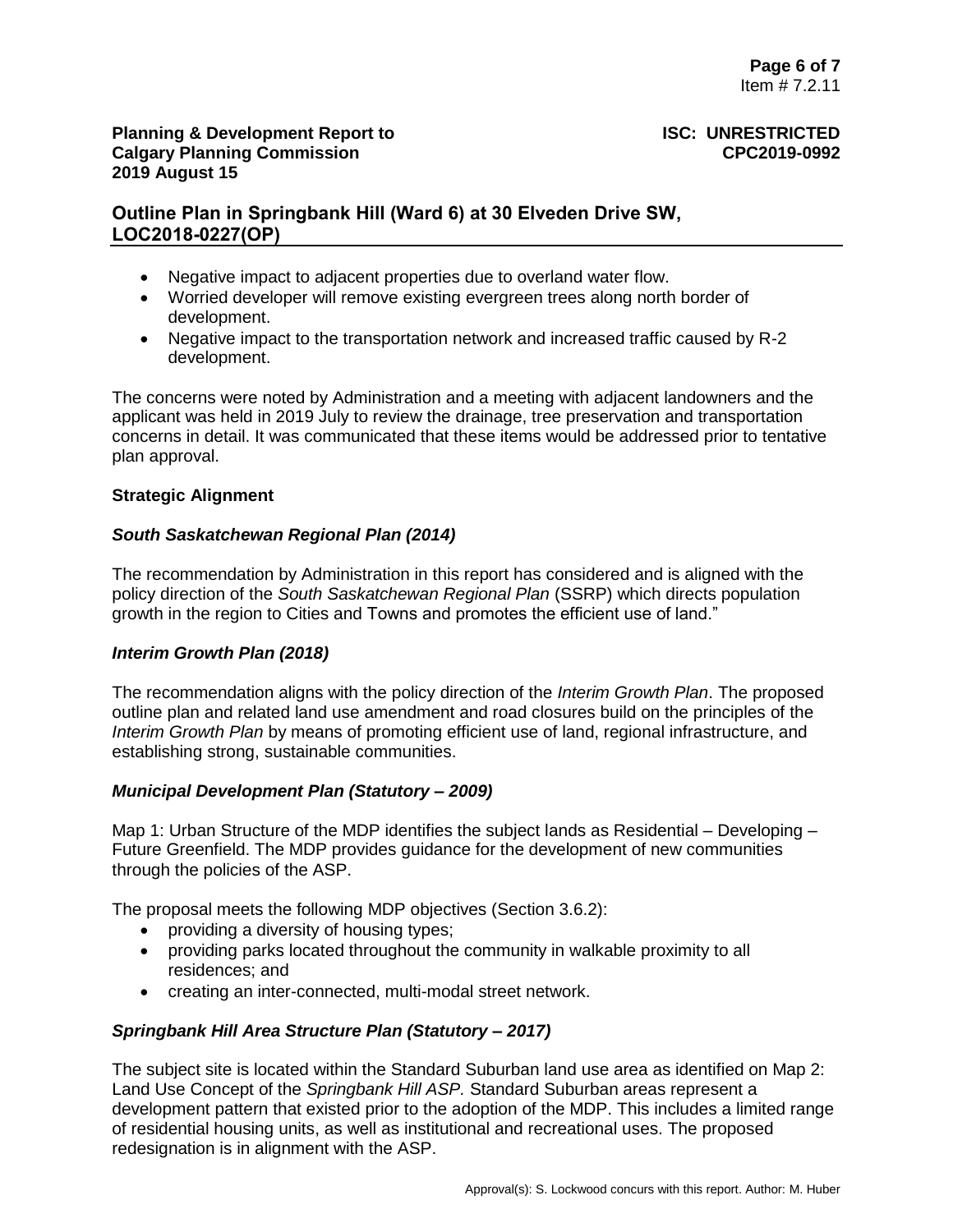- Negative impact to adjacent properties due to overland water flow.
- Worried developer will remove existing evergreen trees along north border of development.
- Negative impact to the transportation network and increased traffic caused by R-2 development.

The concerns were noted by Administration and a meeting with adjacent landowners and the applicant was held in 2019 July to review the drainage, tree preservation and transportation concerns in detail. It was communicated that these items would be addressed prior to tentative plan approval.

**Strategic Alignment**

***South Saskatchewan Regional Plan (2014)***

The recommendation by Administration in this report has considered and is aligned with the policy direction of the *South Saskatchewan Regional Plan* (SSRP) which directs population growth in the region to Cities and Towns and promotes the efficient use of land."

***Interim Growth Plan (2018)***

The recommendation aligns with the policy direction of the *Interim Growth Plan*. The proposed outline plan and related land use amendment and road closures build on the principles of the *Interim Growth Plan* by means of promoting efficient use of land, regional infrastructure, and establishing strong, sustainable communities.

***Municipal Development Plan (Statutory – 2009)***

Map 1: Urban Structure of the MDP identifies the subject lands as Residential – Developing – Future Greenfield. The MDP provides guidance for the development of new communities through the policies of the ASP.

The proposal meets the following MDP objectives (Section 3.6.2):

- providing a diversity of housing types;
- providing parks located throughout the community in walkable proximity to all residences; and
- creating an inter-connected, multi-modal street network.

***Springbank Hill Area Structure Plan (Statutory – 2017)***

The subject site is located within the Standard Suburban land use area as identified on Map 2: Land Use Concept of the *Springbank Hill ASP.* Standard Suburban areas represent a development pattern that existed prior to the adoption of the MDP. This includes a limited range of residential housing units, as well as institutional and recreational uses. The proposed redesignation is in alignment with the ASP.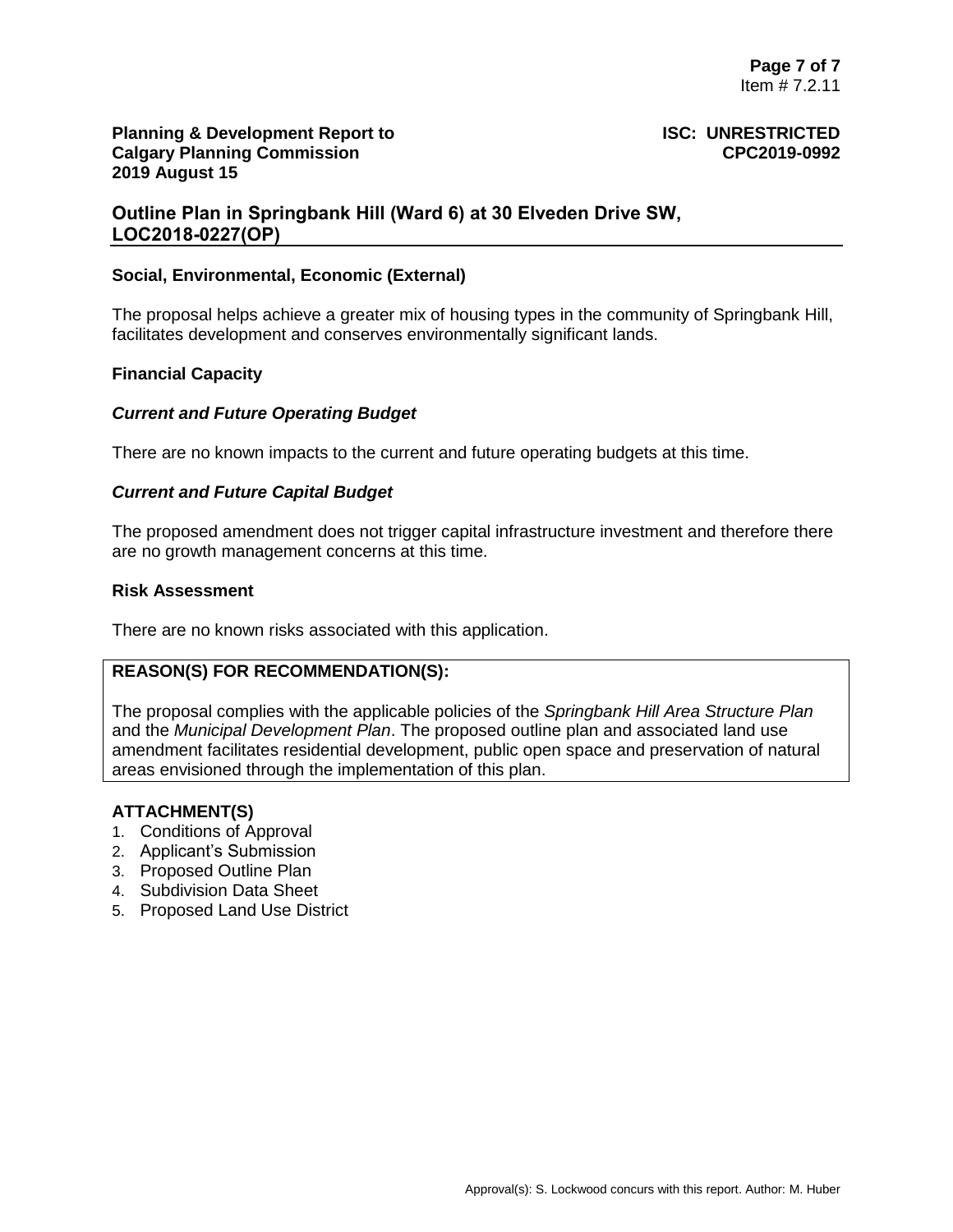## Social, Environmental, Economic (External)

The proposal helps achieve a greater mix of housing types in the community of Springbank Hill, facilitates development and conserves environmentally significant lands.

## Financial Capacity

### *Current and Future Operating Budget*

There are no known impacts to the current and future operating budgets at this time.

### *Current and Future Capital Budget*

The proposed amendment does not trigger capital infrastructure investment and therefore there are no growth management concerns at this time.

## Risk Assessment

There are no known risks associated with this application.

## REASON(S) FOR RECOMMENDATION(S):

The proposal complies with the applicable policies of the *Springbank Hill Area Structure Plan* and the *Municipal Development Plan*. The proposed outline plan and associated land use amendment facilitates residential development, public open space and preservation of natural areas envisioned through the implementation of this plan.

## ATTACHMENT(S)

1. Conditions of Approval
2. Applicant's Submission
3. Proposed Outline Plan
4. Subdivision Data Sheet
5. Proposed Land Use District

Approval(s): S. Lockwood concurs with this report. Author: M. Huber